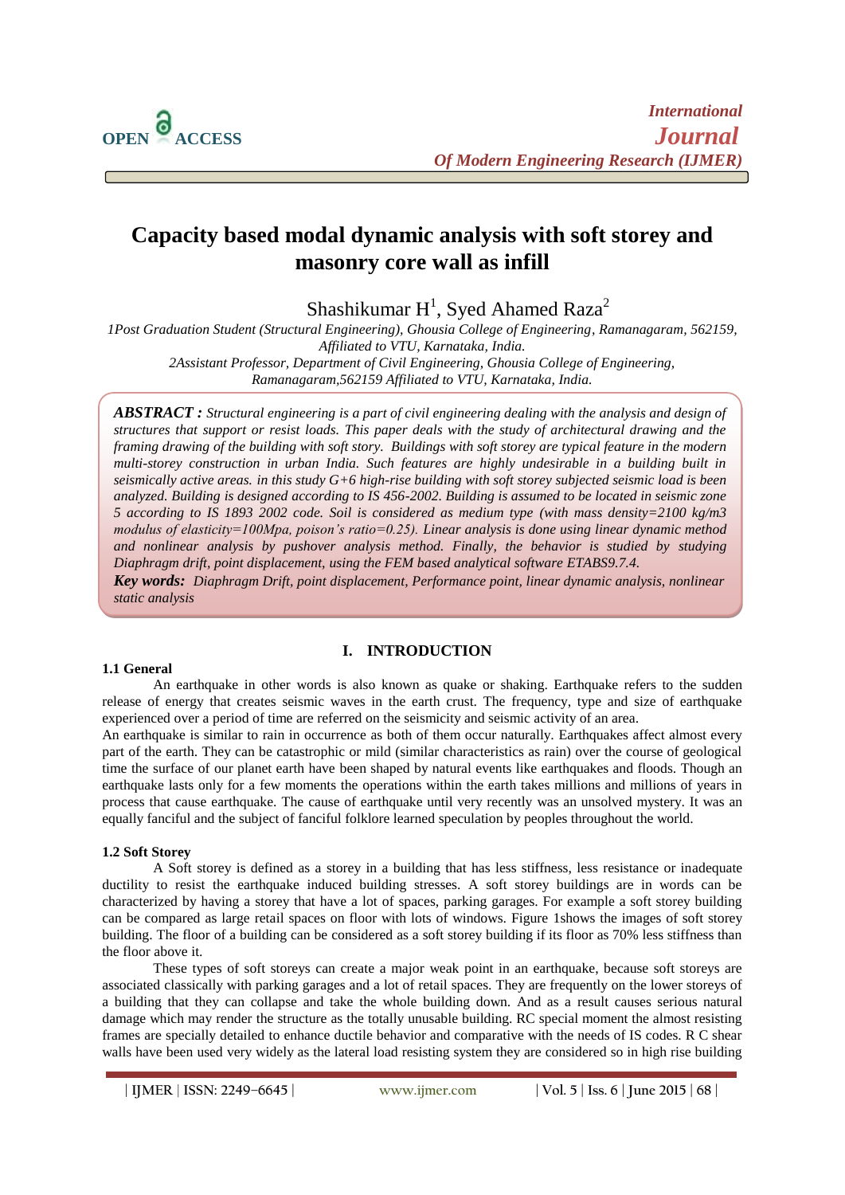# Capacity based modal dynamic analysis with soft storey and masonry core wall as infill

Shashikumar H[1], Syed Ahamed Raza[2]

*1Post Graduation Student (Structural Engineering), Ghousia College of Engineering, Ramanagaram, 562159, Affiliated to VTU, Karnataka, India.*

*2Assistant Professor, Department of Civil Engineering, Ghousia College of Engineering, Ramanagaram,562159 Affiliated to VTU, Karnataka, India.*

***ABSTRACT :*** *Structural engineering is a part of civil engineering dealing with the analysis and design of structures that support or resist loads. This paper deals with the study of architectural drawing and the framing drawing of the building with soft story. Buildings with soft storey are typical feature in the modern multi-storey construction in urban India. Such features are highly undesirable in a building built in seismically active areas. in this study G+6 high-rise building with soft storey subjected seismic load is been analyzed. Building is designed according to IS 456-2002. Building is assumed to be located in seismic zone 5 according to IS 1893 2002 code. Soil is considered as medium type (with mass density=2100 kg/m3 modulus of elasticity=100Mpa, poison's ratio=0.25). Linear analysis is done using linear dynamic method and nonlinear analysis by pushover analysis method. Finally, the behavior is studied by studying Diaphragm drift, point displacement, using the FEM based analytical software ETABS9.7.4.*

***Key words:*** *Diaphragm Drift, point displacement, Performance point, linear dynamic analysis, nonlinear static analysis*

## I. INTRODUCTION

### 1.1 General

An earthquake in other words is also known as quake or shaking. Earthquake refers to the sudden release of energy that creates seismic waves in the earth crust. The frequency, type and size of earthquake experienced over a period of time are referred on the seismicity and seismic activity of an area.

An earthquake is similar to rain in occurrence as both of them occur naturally. Earthquakes affect almost every part of the earth. They can be catastrophic or mild (similar characteristics as rain) over the course of geological time the surface of our planet earth have been shaped by natural events like earthquakes and floods. Though an earthquake lasts only for a few moments the operations within the earth takes millions and millions of years in process that cause earthquake. The cause of earthquake until very recently was an unsolved mystery. It was an equally fanciful and the subject of fanciful folklore learned speculation by peoples throughout the world.

### 1.2 Soft Storey

A Soft storey is defined as a storey in a building that has less stiffness, less resistance or inadequate ductility to resist the earthquake induced building stresses. A soft storey buildings are in words can be characterized by having a storey that have a lot of spaces, parking garages. For example a soft storey building can be compared as large retail spaces on floor with lots of windows. Figure 1shows the images of soft storey building. The floor of a building can be considered as a soft storey building if its floor as 70% less stiffness than the floor above it.

These types of soft storeys can create a major weak point in an earthquake, because soft storeys are associated classically with parking garages and a lot of retail spaces. They are frequently on the lower storeys of a building that they can collapse and take the whole building down. And as a result causes serious natural damage which may render the structure as the totally unusable building. RC special moment the almost resisting frames are specially detailed to enhance ductile behavior and comparative with the needs of IS codes. R C shear walls have been used very widely as the lateral load resisting system they are considered so in high rise building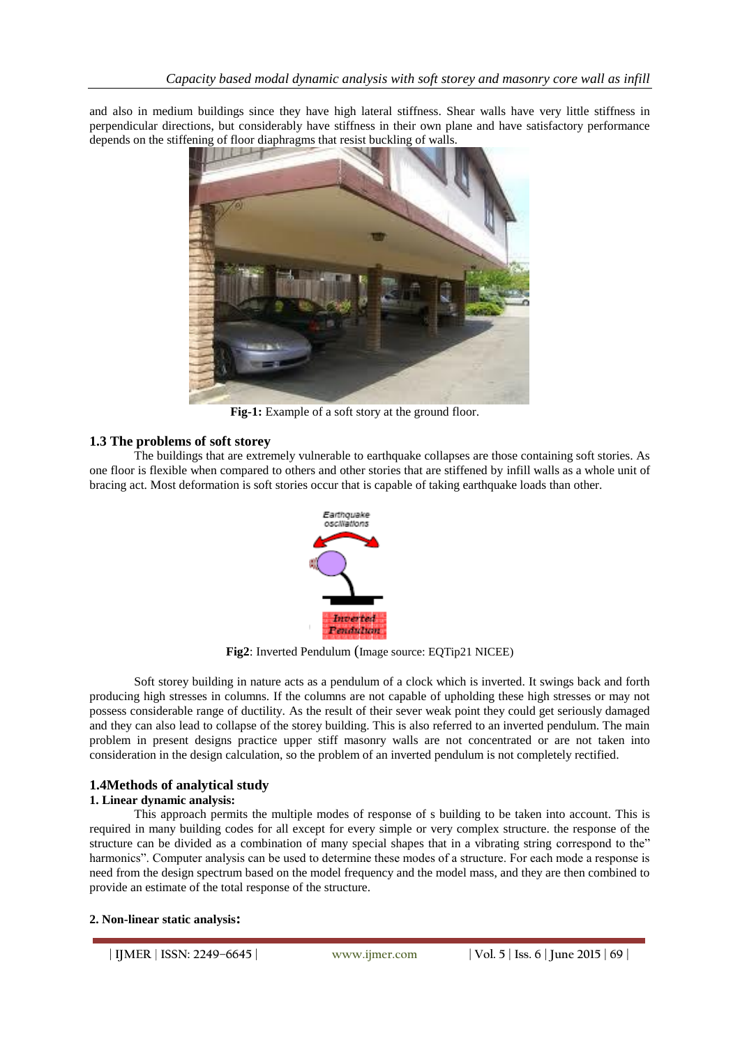and also in medium buildings since they have high lateral stiffness. Shear walls have very little stiffness in perpendicular directions, but considerably have stiffness in their own plane and have satisfactory performance depends on the stiffening of floor diaphragms that resist buckling of walls.

**Fig-1:** Example of a soft story at the ground floor.

### 1.3 The problems of soft storey

The buildings that are extremely vulnerable to earthquake collapses are those containing soft stories. As one floor is flexible when compared to others and other stories that are stiffened by infill walls as a whole unit of bracing act. Most deformation is soft stories occur that is capable of taking earthquake loads than other.

**Fig2**: Inverted Pendulum (Image source: EQTip21 NICEE)

Soft storey building in nature acts as a pendulum of a clock which is inverted. It swings back and forth producing high stresses in columns. If the columns are not capable of upholding these high stresses or may not possess considerable range of ductility. As the result of their sever weak point they could get seriously damaged and they can also lead to collapse of the storey building. This is also referred to an inverted pendulum. The main problem in present designs practice upper stiff masonry walls are not concentrated or are not taken into consideration in the design calculation, so the problem of an inverted pendulum is not completely rectified.

### 1.4Methods of analytical study

**1. Linear dynamic analysis:**

This approach permits the multiple modes of response of s building to be taken into account. This is required in many building codes for all except for every simple or very complex structure. the response of the structure can be divided as a combination of many special shapes that in a vibrating string correspond to the" harmonics". Computer analysis can be used to determine these modes of a structure. For each mode a response is need from the design spectrum based on the model frequency and the model mass, and they are then combined to provide an estimate of the total response of the structure.

**2. Non-linear static analysis:**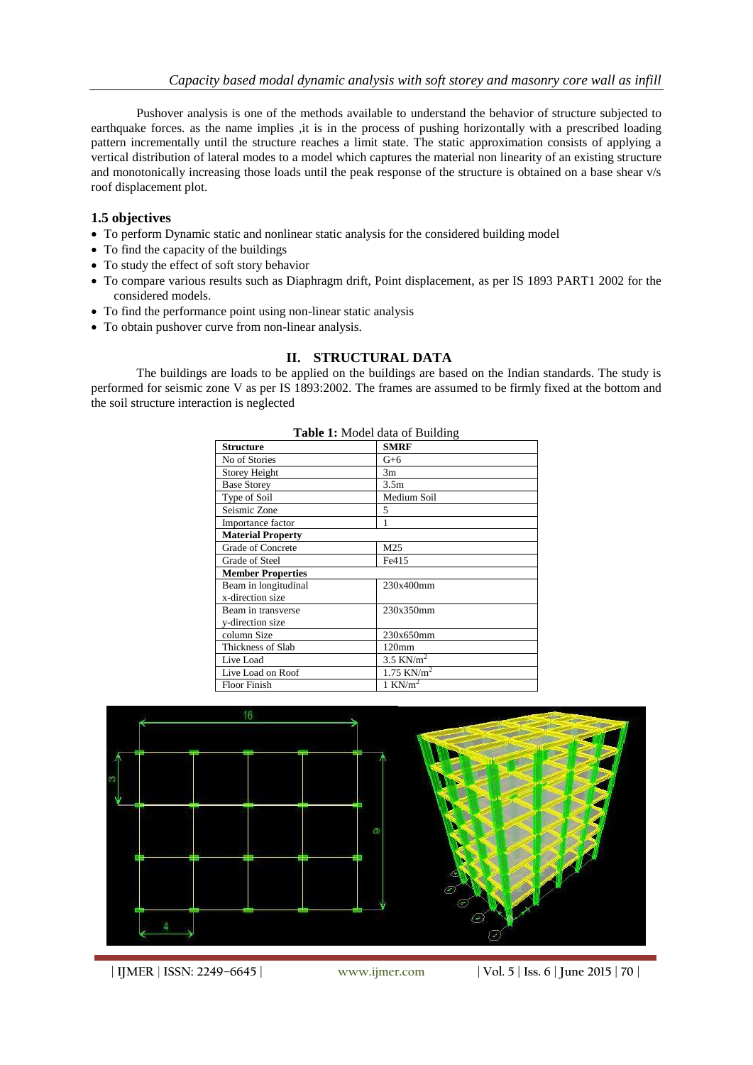Pushover analysis is one of the methods available to understand the behavior of structure subjected to earthquake forces. as the name implies ,it is in the process of pushing horizontally with a prescribed loading pattern incrementally until the structure reaches a limit state. The static approximation consists of applying a vertical distribution of lateral modes to a model which captures the material non linearity of an existing structure and monotonically increasing those loads until the peak response of the structure is obtained on a base shear v/s roof displacement plot.

### 1.5 objectives

- To perform Dynamic static and nonlinear static analysis for the considered building model
- To find the capacity of the buildings
- To study the effect of soft story behavior
- To compare various results such as Diaphragm drift, Point displacement, as per IS 1893 PART1 2002 for the considered models.
- To find the performance point using non-linear static analysis
- To obtain pushover curve from non-linear analysis.

## II. STRUCTURAL DATA

The buildings are loads to be applied on the buildings are based on the Indian standards. The study is performed for seismic zone V as per IS 1893:2002. The frames are assumed to be firmly fixed at the bottom and the soil structure interaction is neglected

**Table 1:** Model data of Building

| **Structure** | **SMRF** |
|---|---|
| No of Stories | G+6 |
| Storey Height | 3m |
| Base Storey | 3.5m |
| Type of Soil | Medium Soil |
| Seismic Zone | 5 |
| Importance factor | 1 |
| **Material Property** | |
| Grade of Concrete | M25 |
| Grade of Steel | Fe415 |
| **Member Properties** | |
| Beam in longitudinal x-direction size | 230x400mm |
| Beam in transverse y-direction size | 230x350mm |
| column Size | 230x650mm |
| Thickness of Slab | 120mm |
| Live Load | 3.5 $KN/m^2$ |
| Live Load on Roof | 1.75 $KN/m^2$ |
| Floor Finish | 1 $KN/m^2$ |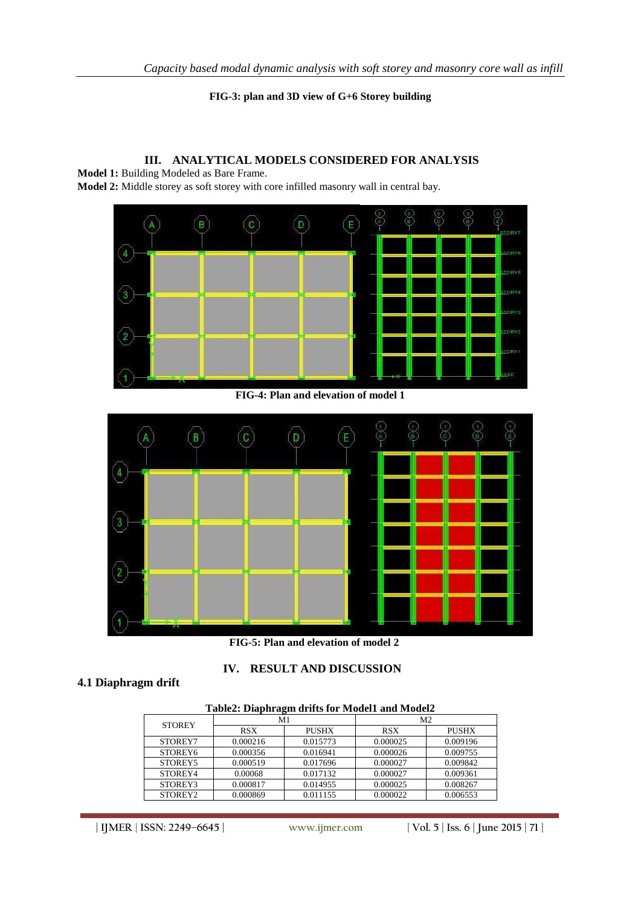**FIG-3: plan and 3D view of G+6 Storey building**

## III. ANALYTICAL MODELS CONSIDERED FOR ANALYSIS

**Model 1:** Building Modeled as Bare Frame.

**Model 2:** Middle storey as soft storey with core infilled masonry wall in central bay.

**FIG-4: Plan and elevation of model 1**

**FIG-5: Plan and elevation of model 2**

## IV. RESULT AND DISCUSSION

### 4.1 Diaphragm drift

**Table2: Diaphragm drifts for Model1 and Model2**

| STOREY | M1 | | M2 | |
|---|---|---|---|---|
| | RSX | PUSHX | RSX | PUSHX |
| STOREY7 | 0.000216 | 0.015773 | 0.000025 | 0.009196 |
| STOREY6 | 0.000356 | 0.016941 | 0.000026 | 0.009755 |
| STOREY5 | 0.000519 | 0.017696 | 0.000027 | 0.009842 |
| STOREY4 | 0.00068 | 0.017132 | 0.000027 | 0.009361 |
| STOREY3 | 0.000817 | 0.014955 | 0.000025 | 0.008267 |
| STOREY2 | 0.000869 | 0.011155 | 0.000022 | 0.006553 |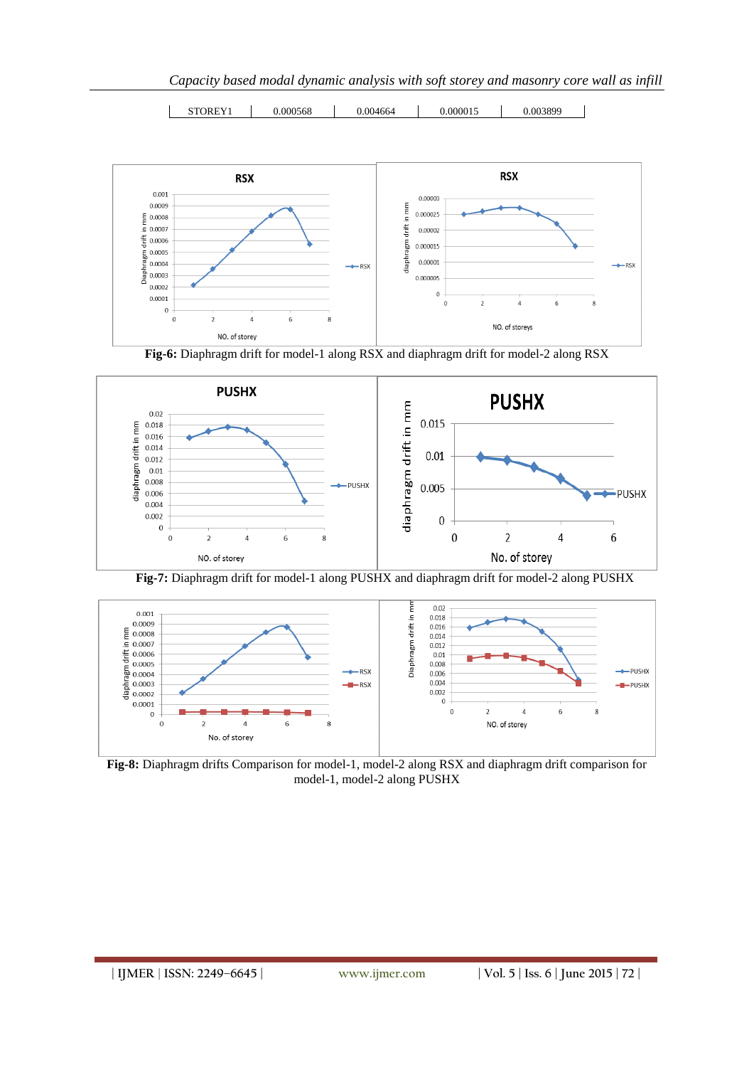| STOREY1 | 0.000568 | 0.004664 | 0.000015 | 0.003899 |
|---|---|---|---|---|

**Fig-6:** Diaphragm drift for model-1 along RSX and diaphragm drift for model-2 along RSX

**Fig-7:** Diaphragm drift for model-1 along PUSHX and diaphragm drift for model-2 along PUSHX

**Fig-8:** Diaphragm drifts Comparison for model-1, model-2 along RSX and diaphragm drift comparison for model-1, model-2 along PUSHX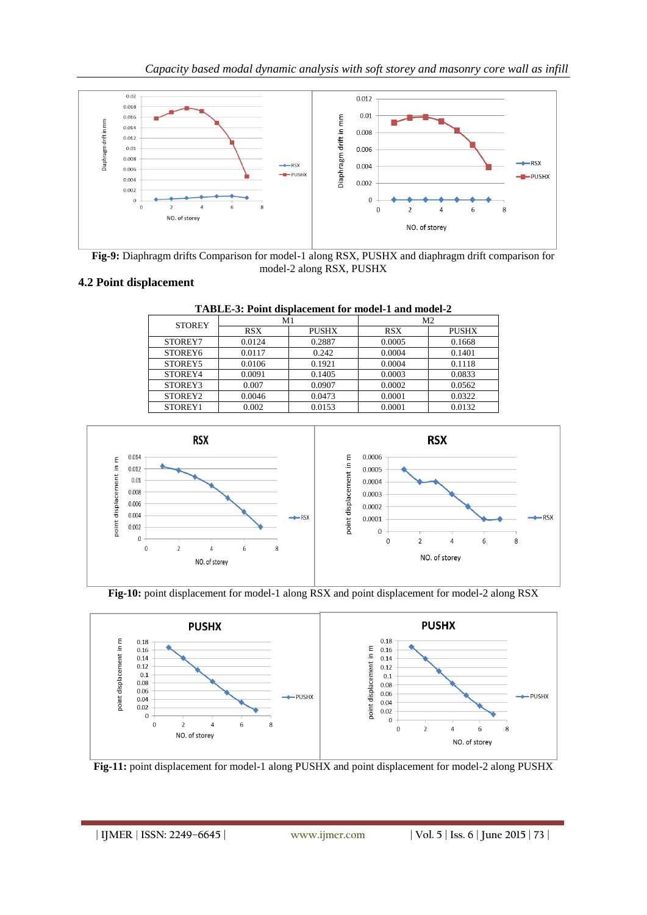**Fig-9:** Diaphragm drifts Comparison for model-1 along RSX, PUSHX and diaphragm drift comparison for model-2 along RSX, PUSHX

## 4.2 Point displacement

**TABLE-3: Point displacement for model-1 and model-2**

| STOREY | M1 | | M2 | |
|---|---|---|---|---|
| | RSX | PUSHX | RSX | PUSHX |
| STOREY7 | 0.0124 | 0.2887 | 0.0005 | 0.1668 |
| STOREY6 | 0.0117 | 0.242 | 0.0004 | 0.1401 |
| STOREY5 | 0.0106 | 0.1921 | 0.0004 | 0.1118 |
| STOREY4 | 0.0091 | 0.1405 | 0.0003 | 0.0833 |
| STOREY3 | 0.007 | 0.0907 | 0.0002 | 0.0562 |
| STOREY2 | 0.0046 | 0.0473 | 0.0001 | 0.0322 |
| STOREY1 | 0.002 | 0.0153 | 0.0001 | 0.0132 |

**Fig-10:** point displacement for model-1 along RSX and point displacement for model-2 along RSX

**Fig-11:** point displacement for model-1 along PUSHX and point displacement for model-2 along PUSHX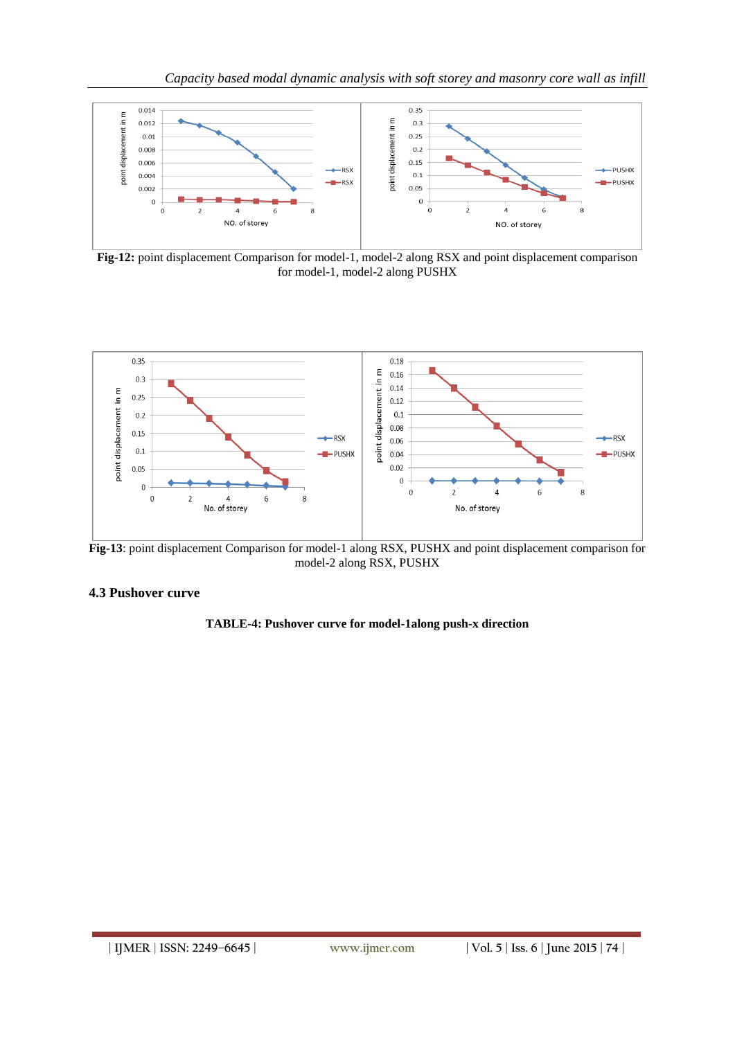**Fig-12:** point displacement Comparison for model-1, model-2 along RSX and point displacement comparison for model-1, model-2 along PUSHX

**Fig-13**: point displacement Comparison for model-1 along RSX, PUSHX and point displacement comparison for model-2 along RSX, PUSHX

### 4.3 Pushover curve

**TABLE-4: Pushover curve for model-1along push-x direction**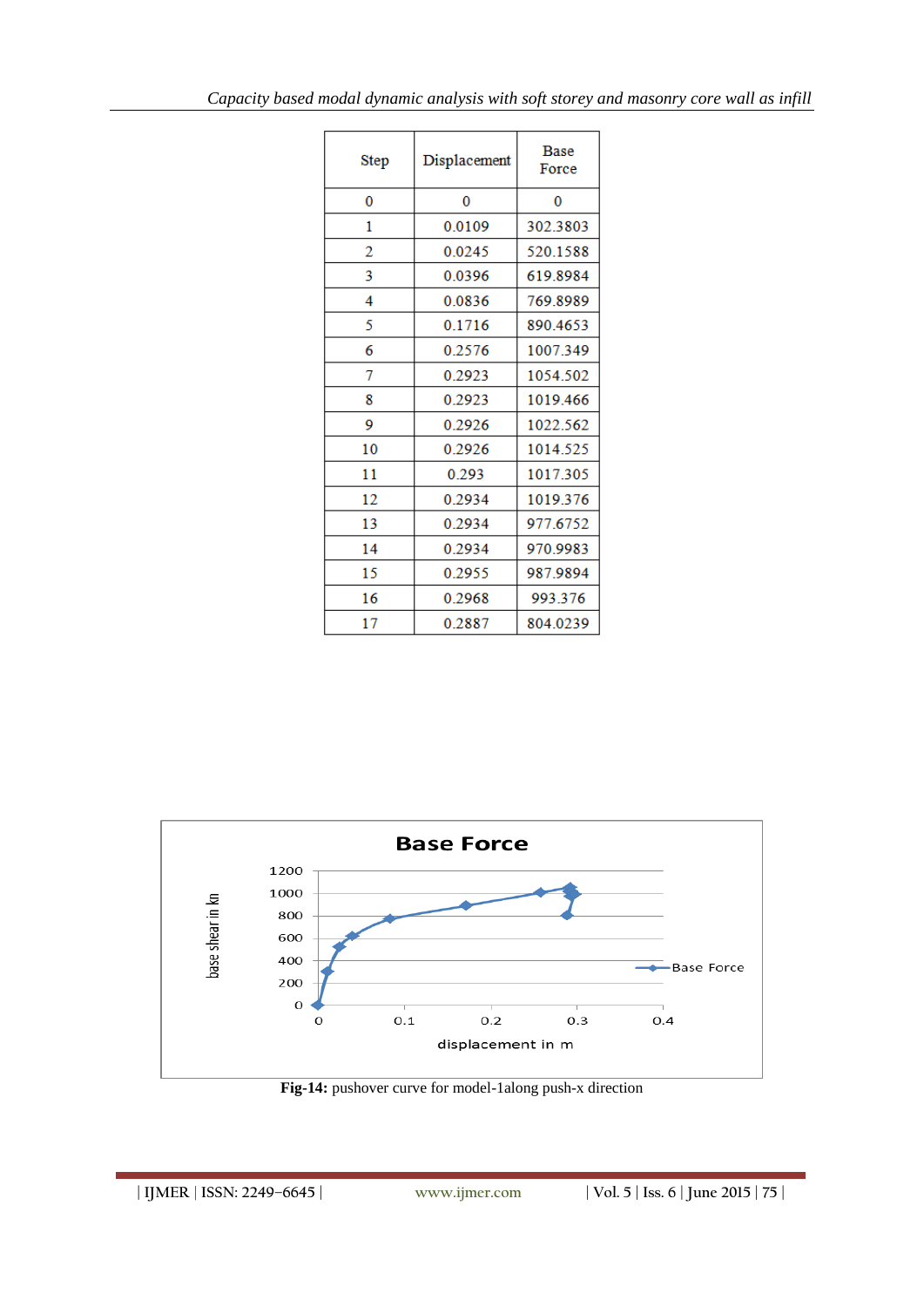| Step | Displacement | Base Force |
|---|---|---|
| 0 | 0 | 0 |
| 1 | 0.0109 | 302.3803 |
| 2 | 0.0245 | 520.1588 |
| 3 | 0.0396 | 619.8984 |
| 4 | 0.0836 | 769.8989 |
| 5 | 0.1716 | 890.4653 |
| 6 | 0.2576 | 1007.349 |
| 7 | 0.2923 | 1054.502 |
| 8 | 0.2923 | 1019.466 |
| 9 | 0.2926 | 1022.562 |
| 10 | 0.2926 | 1014.525 |
| 11 | 0.293 | 1017.305 |
| 12 | 0.2934 | 1019.376 |
| 13 | 0.2934 | 977.6752 |
| 14 | 0.2934 | 970.9983 |
| 15 | 0.2955 | 987.9894 |
| 16 | 0.2968 | 993.376 |
| 17 | 0.2887 | 804.0239 |

**Fig-14:** pushover curve for model-1along push-x direction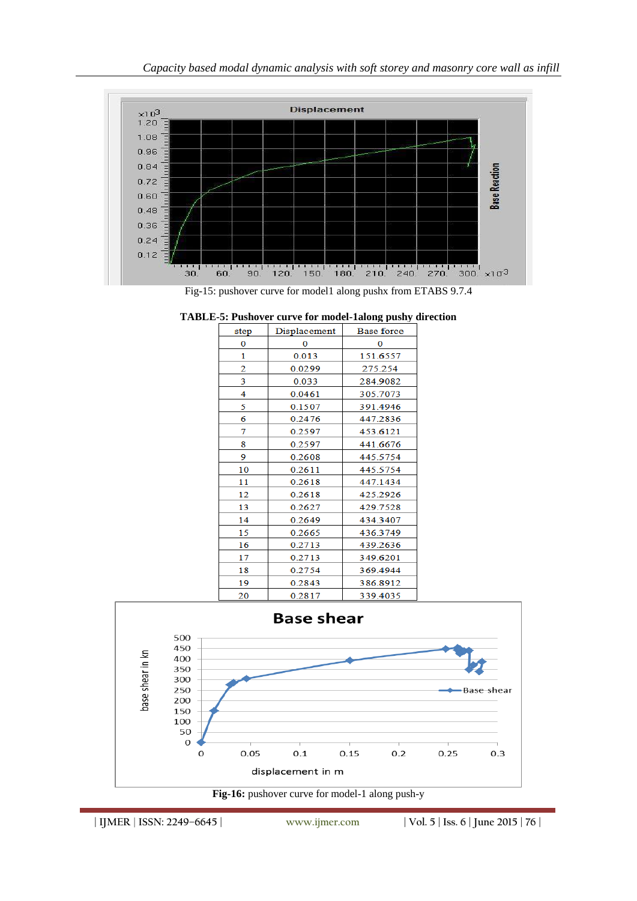Fig-15: pushover curve for model1 along pushx from ETABS 9.7.4

**TABLE-5: Pushover curve for model-1along pushy direction**

| step | Displacement | Base force |
|---|---|---|
| 0 | 0 | 0 |
| 1 | 0.013 | 151.6557 |
| 2 | 0.0299 | 275.254 |
| 3 | 0.033 | 284.9082 |
| 4 | 0.0461 | 305.7073 |
| 5 | 0.1507 | 391.4946 |
| 6 | 0.2476 | 447.2836 |
| 7 | 0.2597 | 453.6121 |
| 8 | 0.2597 | 441.6676 |
| 9 | 0.2608 | 445.5754 |
| 10 | 0.2611 | 445.5754 |
| 11 | 0.2618 | 447.1434 |
| 12 | 0.2618 | 425.2926 |
| 13 | 0.2627 | 429.7528 |
| 14 | 0.2649 | 434.3407 |
| 15 | 0.2665 | 436.3749 |
| 16 | 0.2713 | 439.2636 |
| 17 | 0.2713 | 349.6201 |
| 18 | 0.2754 | 369.4944 |
| 19 | 0.2843 | 386.8912 |
| 20 | 0.2817 | 339.4035 |

**Fig-16:** pushover curve for model-1 along push-y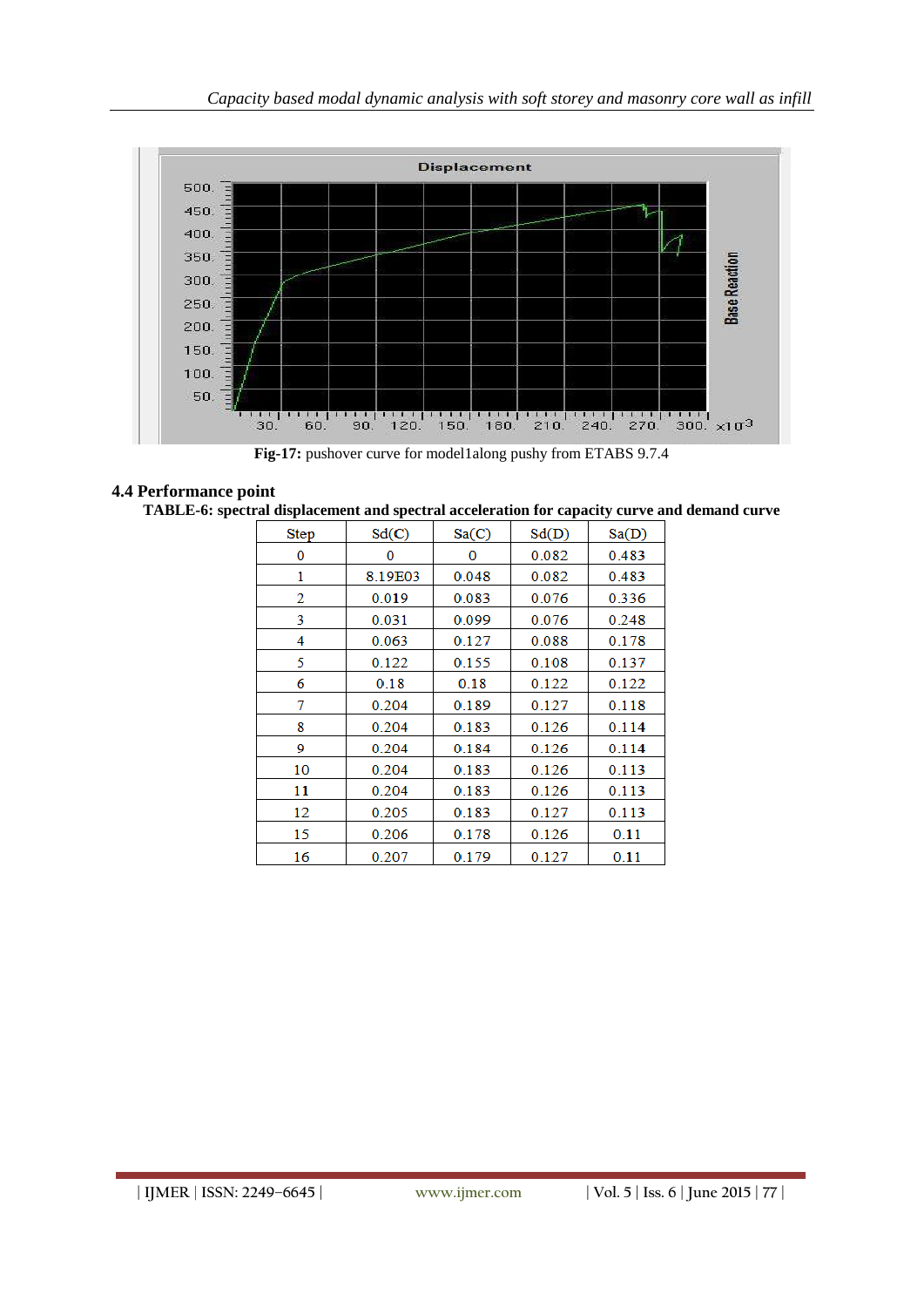Fig-17: pushover curve for model1along pushy from ETABS 9.7.4

### 4.4 Performance point

**TABLE-6: spectral displacement and spectral acceleration for capacity curve and demand curve**

| Step | Sd(C) | Sa(C) | Sd(D) | Sa(D) |
|---|---|---|---|---|
| 0 | 0 | 0 | 0.082 | 0.483 |
| 1 | 8.19E03 | 0.048 | 0.082 | 0.483 |
| 2 | 0.019 | 0.083 | 0.076 | 0.336 |
| 3 | 0.031 | 0.099 | 0.076 | 0.248 |
| 4 | 0.063 | 0.127 | 0.088 | 0.178 |
| 5 | 0.122 | 0.155 | 0.108 | 0.137 |
| 6 | 0.18 | 0.18 | 0.122 | 0.122 |
| 7 | 0.204 | 0.189 | 0.127 | 0.118 |
| 8 | 0.204 | 0.183 | 0.126 | 0.114 |
| 9 | 0.204 | 0.184 | 0.126 | 0.114 |
| 10 | 0.204 | 0.183 | 0.126 | 0.113 |
| 11 | 0.204 | 0.183 | 0.126 | 0.113 |
| 12 | 0.205 | 0.183 | 0.127 | 0.113 |
| 15 | 0.206 | 0.178 | 0.126 | 0.11 |
| 16 | 0.207 | 0.179 | 0.127 | 0.11 |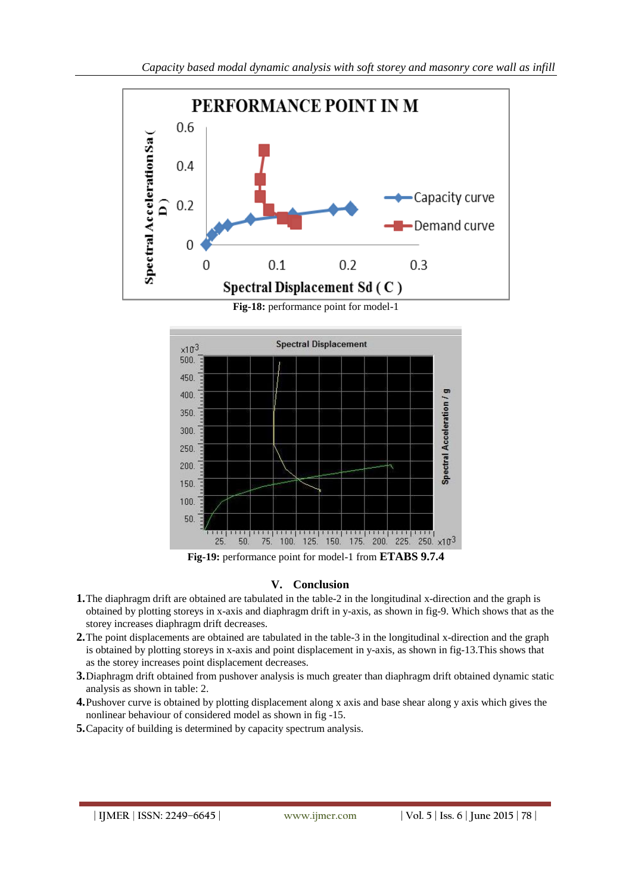**Fig-18:** performance point for model-1

**Fig-19:** performance point for model-1 from **ETABS 9.7.4**

## V. Conclusion

1. The diaphragm drift are obtained are tabulated in the table-2 in the longitudinal x-direction and the graph is obtained by plotting storeys in x-axis and diaphragm drift in y-axis, as shown in fig-9. Which shows that as the storey increases diaphragm drift decreases.
2. The point displacements are obtained are tabulated in the table-3 in the longitudinal x-direction and the graph is obtained by plotting storeys in x-axis and point displacement in y-axis, as shown in fig-13.This shows that as the storey increases point displacement decreases.
3. Diaphragm drift obtained from pushover analysis is much greater than diaphragm drift obtained dynamic static analysis as shown in table: 2.
4. Pushover curve is obtained by plotting displacement along x axis and base shear along y axis which gives the nonlinear behaviour of considered model as shown in fig -15.
5. Capacity of building is determined by capacity spectrum analysis.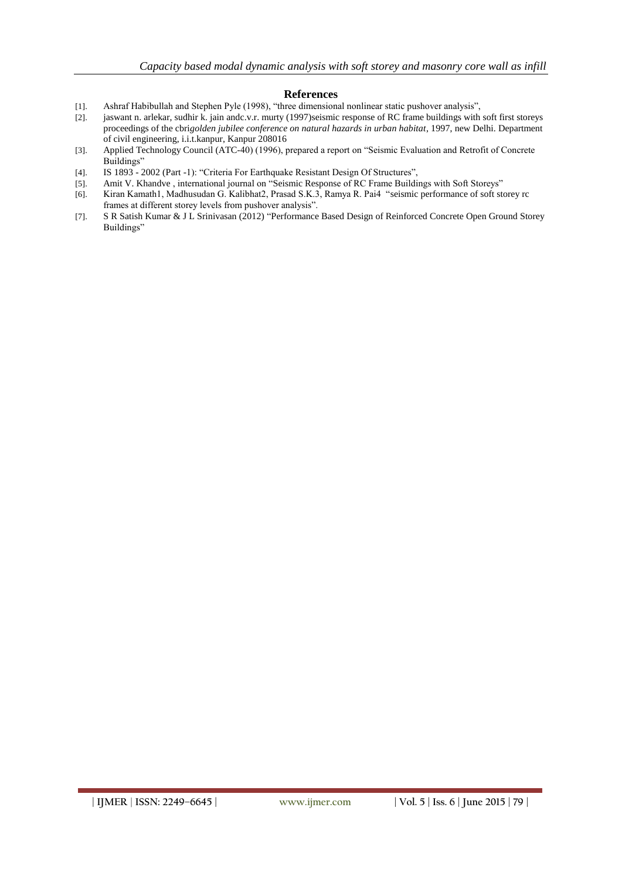## References

[1]. Ashraf Habibullah and Stephen Pyle (1998), "three dimensional nonlinear static pushover analysis",

[2]. jaswant n. arlekar, sudhir k. jain andc.v.r. murty (1997)seismic response of RC frame buildings with soft first storeys proceedings of the cbri*golden jubilee conference on natural hazards in urban habitat*, 1997, new Delhi. Department of civil engineering, i.i.t.kanpur, Kanpur 208016

[3]. Applied Technology Council (ATC-40) (1996), prepared a report on "Seismic Evaluation and Retrofit of Concrete Buildings"

[4]. IS 1893 - 2002 (Part -1): "Criteria For Earthquake Resistant Design Of Structures",

[5]. Amit V. Khandve , international journal on "Seismic Response of RC Frame Buildings with Soft Storeys"

[6]. Kiran Kamath1, Madhusudan G. Kalibhat2, Prasad S.K.3, Ramya R. Pai4 "seismic performance of soft storey rc frames at different storey levels from pushover analysis".

[7]. S R Satish Kumar & J L Srinivasan (2012) "Performance Based Design of Reinforced Concrete Open Ground Storey Buildings"